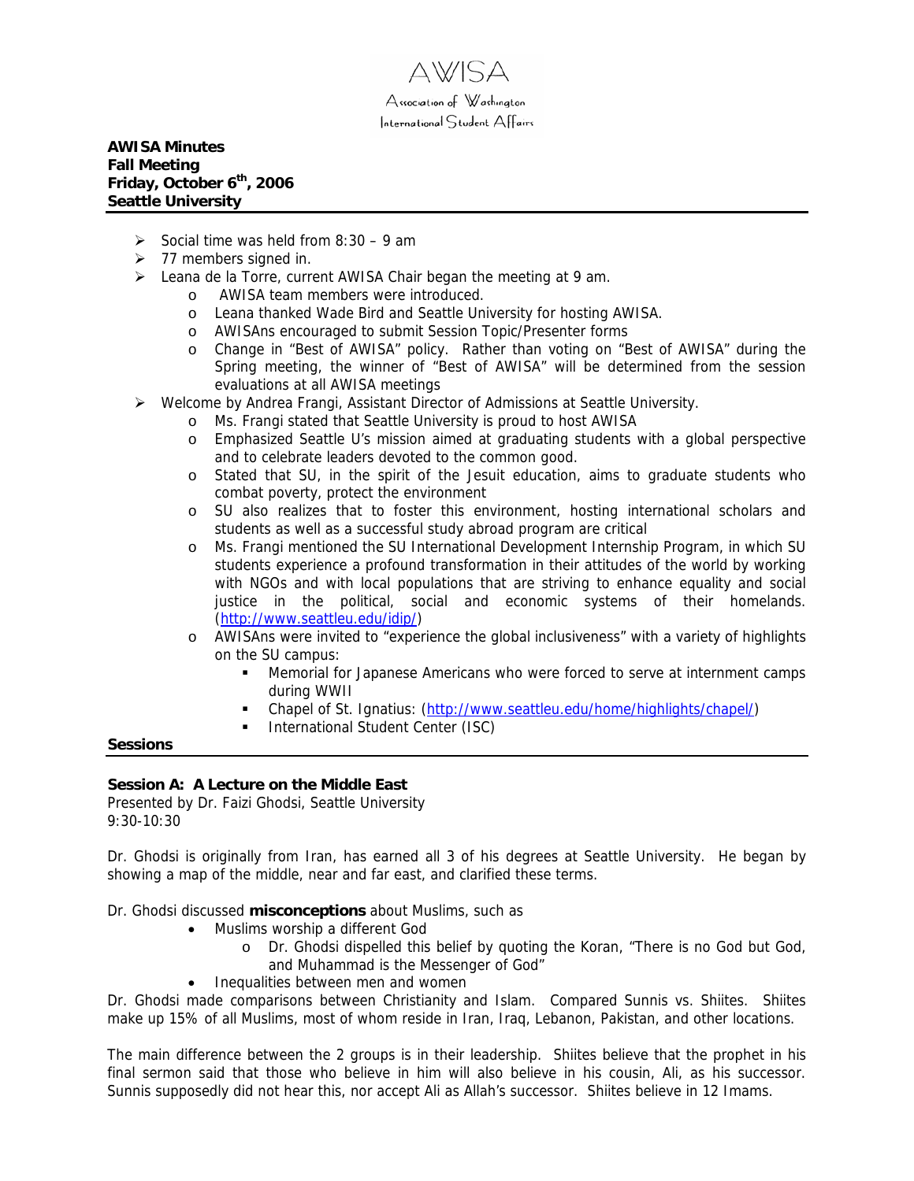AWISA

Association of Washington International Student Affairs

**AWISA Minutes**
**Fall Meeting**
**Friday, October 6th, 2006**
**Seattle University**

- Social time was held from 8:30 – 9 am
- 77 members signed in.
- Leana de la Torre, current AWISA Chair began the meeting at 9 am.
  - AWISA team members were introduced.
  - Leana thanked Wade Bird and Seattle University for hosting AWISA.
  - AWISAns encouraged to submit Session Topic/Presenter forms
  - Change in "Best of AWISA" policy. Rather than voting on "Best of AWISA" during the Spring meeting, the winner of "Best of AWISA" will be determined from the session evaluations at all AWISA meetings
- Welcome by Andrea Frangi, Assistant Director of Admissions at Seattle University.
  - Ms. Frangi stated that Seattle University is proud to host AWISA
  - Emphasized Seattle U's mission aimed at graduating students with a global perspective and to celebrate leaders devoted to the common good.
  - Stated that SU, in the spirit of the Jesuit education, aims to graduate students who combat poverty, protect the environment
  - SU also realizes that to foster this environment, hosting international scholars and students as well as a successful study abroad program are critical
  - Ms. Frangi mentioned the SU International Development Internship Program, in which SU students experience a profound transformation in their attitudes of the world by working with NGOs and with local populations that are striving to enhance equality and social justice in the political, social and economic systems of their homelands. (http://www.seattleu.edu/idip/)
  - AWISAns were invited to "experience the global inclusiveness" with a variety of highlights on the SU campus:
    - Memorial for Japanese Americans who were forced to serve at internment camps during WWII
    - Chapel of St. Ignatius: (http://www.seattleu.edu/home/highlights/chapel/)
    - International Student Center (ISC)

## Sessions

### Session A: A Lecture on the Middle East

Presented by Dr. Faizi Ghodsi, Seattle University
9:30-10:30

Dr. Ghodsi is originally from Iran, has earned all 3 of his degrees at Seattle University. He began by showing a map of the middle, near and far east, and clarified these terms.

Dr. Ghodsi discussed **misconceptions** about Muslims, such as

- Muslims worship a different God
  - Dr. Ghodsi dispelled this belief by quoting the Koran, "There is no God but God, and Muhammad is the Messenger of God"
- Inequalities between men and women

Dr. Ghodsi made comparisons between Christianity and Islam. Compared Sunnis vs. Shiites. Shiites make up 15% of all Muslims, most of whom reside in Iran, Iraq, Lebanon, Pakistan, and other locations.

The main difference between the 2 groups is in their leadership. Shiites believe that the prophet in his final sermon said that those who believe in him will also believe in his cousin, Ali, as his successor. Sunnis supposedly did not hear this, nor accept Ali as Allah's successor. Shiites believe in 12 Imams.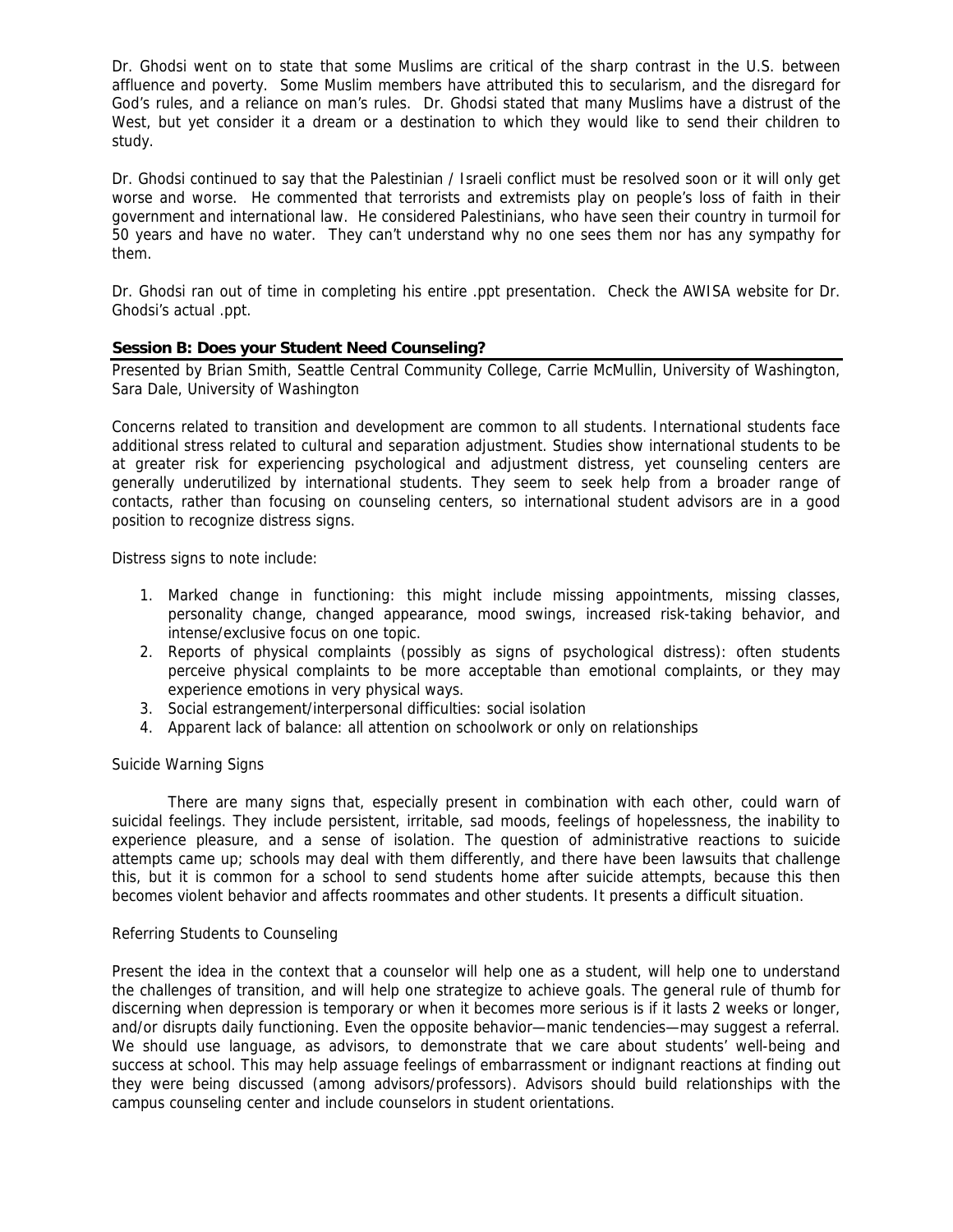Dr. Ghodsi went on to state that some Muslims are critical of the sharp contrast in the U.S. between affluence and poverty. Some Muslim members have attributed this to secularism, and the disregard for God's rules, and a reliance on man's rules. Dr. Ghodsi stated that many Muslims have a distrust of the West, but yet consider it a dream or a destination to which they would like to send their children to study.

Dr. Ghodsi continued to say that the Palestinian / Israeli conflict must be resolved soon or it will only get worse and worse. He commented that terrorists and extremists play on people's loss of faith in their government and international law. He considered Palestinians, who have seen their country in turmoil for 50 years and have no water. They can't understand why no one sees them nor has any sympathy for them.

Dr. Ghodsi ran out of time in completing his entire .ppt presentation. Check the AWISA website for Dr. Ghodsi's actual .ppt.

### Session B: Does your Student Need Counseling?

Presented by Brian Smith, Seattle Central Community College, Carrie McMullin, University of Washington, Sara Dale, University of Washington

Concerns related to transition and development are common to all students. International students face additional stress related to cultural and separation adjustment. Studies show international students to be at greater risk for experiencing psychological and adjustment distress, yet counseling centers are generally underutilized by international students. They seem to seek help from a broader range of contacts, rather than focusing on counseling centers, so international student advisors are in a good position to recognize distress signs.

Distress signs to note include:

1. Marked change in functioning: this might include missing appointments, missing classes, personality change, changed appearance, mood swings, increased risk-taking behavior, and intense/exclusive focus on one topic.
2. Reports of physical complaints (possibly as signs of psychological distress): often students perceive physical complaints to be more acceptable than emotional complaints, or they may experience emotions in very physical ways.
3. Social estrangement/interpersonal difficulties: social isolation
4. Apparent lack of balance: all attention on schoolwork or only on relationships

Suicide Warning Signs

There are many signs that, especially present in combination with each other, could warn of suicidal feelings. They include persistent, irritable, sad moods, feelings of hopelessness, the inability to experience pleasure, and a sense of isolation. The question of administrative reactions to suicide attempts came up; schools may deal with them differently, and there have been lawsuits that challenge this, but it is common for a school to send students home after suicide attempts, because this then becomes violent behavior and affects roommates and other students. It presents a difficult situation.

Referring Students to Counseling

Present the idea in the context that a counselor will help one as a student, will help one to understand the challenges of transition, and will help one strategize to achieve goals. The general rule of thumb for discerning when depression is temporary or when it becomes more serious is if it lasts 2 weeks or longer, and/or disrupts daily functioning. Even the opposite behavior—manic tendencies—may suggest a referral. We should use language, as advisors, to demonstrate that we care about students' well-being and success at school. This may help assuage feelings of embarrassment or indignant reactions at finding out they were being discussed (among advisors/professors). Advisors should build relationships with the campus counseling center and include counselors in student orientations.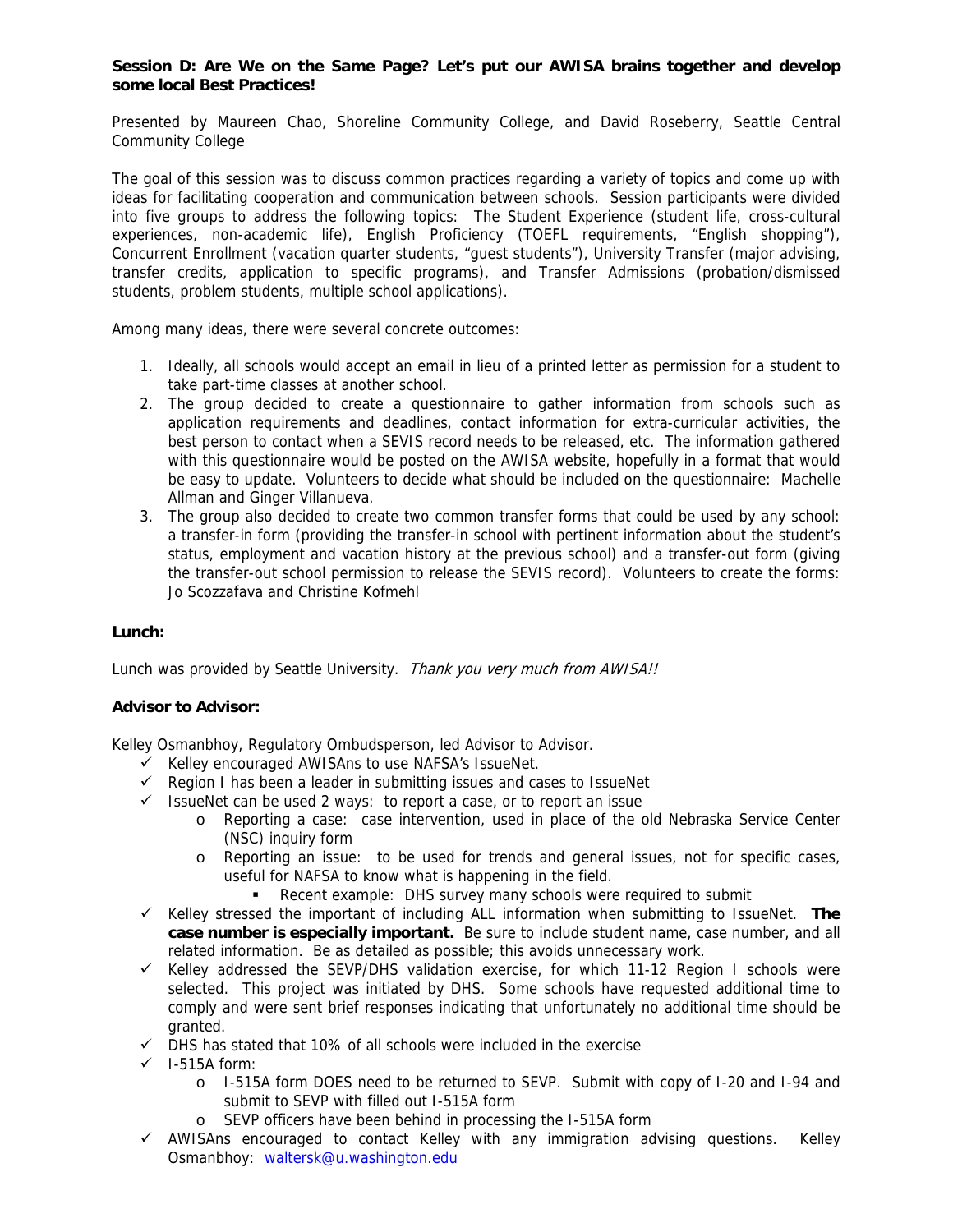**Session D: Are We on the Same Page? Let's put our AWISA brains together and develop some local Best Practices!**

Presented by Maureen Chao, Shoreline Community College, and David Roseberry, Seattle Central Community College

The goal of this session was to discuss common practices regarding a variety of topics and come up with ideas for facilitating cooperation and communication between schools. Session participants were divided into five groups to address the following topics: The Student Experience (student life, cross-cultural experiences, non-academic life), English Proficiency (TOEFL requirements, "English shopping"), Concurrent Enrollment (vacation quarter students, "guest students"), University Transfer (major advising, transfer credits, application to specific programs), and Transfer Admissions (probation/dismissed students, problem students, multiple school applications).

Among many ideas, there were several concrete outcomes:

1. Ideally, all schools would accept an email in lieu of a printed letter as permission for a student to take part-time classes at another school.
2. The group decided to create a questionnaire to gather information from schools such as application requirements and deadlines, contact information for extra-curricular activities, the best person to contact when a SEVIS record needs to be released, etc. The information gathered with this questionnaire would be posted on the AWISA website, hopefully in a format that would be easy to update. Volunteers to decide what should be included on the questionnaire: Machelle Allman and Ginger Villanueva.
3. The group also decided to create two common transfer forms that could be used by any school: a transfer-in form (providing the transfer-in school with pertinent information about the student's status, employment and vacation history at the previous school) and a transfer-out form (giving the transfer-out school permission to release the SEVIS record). Volunteers to create the forms: Jo Scozzafava and Christine Kofmehl

**Lunch:**

Lunch was provided by Seattle University. *Thank you very much from AWISA!!*

**Advisor to Advisor:**

Kelley Osmanbhoy, Regulatory Ombudsperson, led Advisor to Advisor.

- ✓ Kelley encouraged AWISAns to use NAFSA's IssueNet.
- ✓ Region I has been a leader in submitting issues and cases to IssueNet
- ✓ IssueNet can be used 2 ways: to report a case, or to report an issue
  - o Reporting a case: case intervention, used in place of the old Nebraska Service Center (NSC) inquiry form
  - o Reporting an issue: to be used for trends and general issues, not for specific cases, useful for NAFSA to know what is happening in the field.
    - Recent example: DHS survey many schools were required to submit
- ✓ Kelley stressed the important of including ALL information when submitting to IssueNet. **The case number is especially important.** Be sure to include student name, case number, and all related information. Be as detailed as possible; this avoids unnecessary work.
- ✓ Kelley addressed the SEVP/DHS validation exercise, for which 11-12 Region I schools were selected. This project was initiated by DHS. Some schools have requested additional time to comply and were sent brief responses indicating that unfortunately no additional time should be granted.
- ✓ DHS has stated that 10% of all schools were included in the exercise
- ✓ I-515A form:
  - o I-515A form DOES need to be returned to SEVP. Submit with copy of I-20 and I-94 and submit to SEVP with filled out I-515A form
  - o SEVP officers have been behind in processing the I-515A form
- ✓ AWISAns encouraged to contact Kelley with any immigration advising questions. Kelley Osmanbhoy: waltersk@u.washington.edu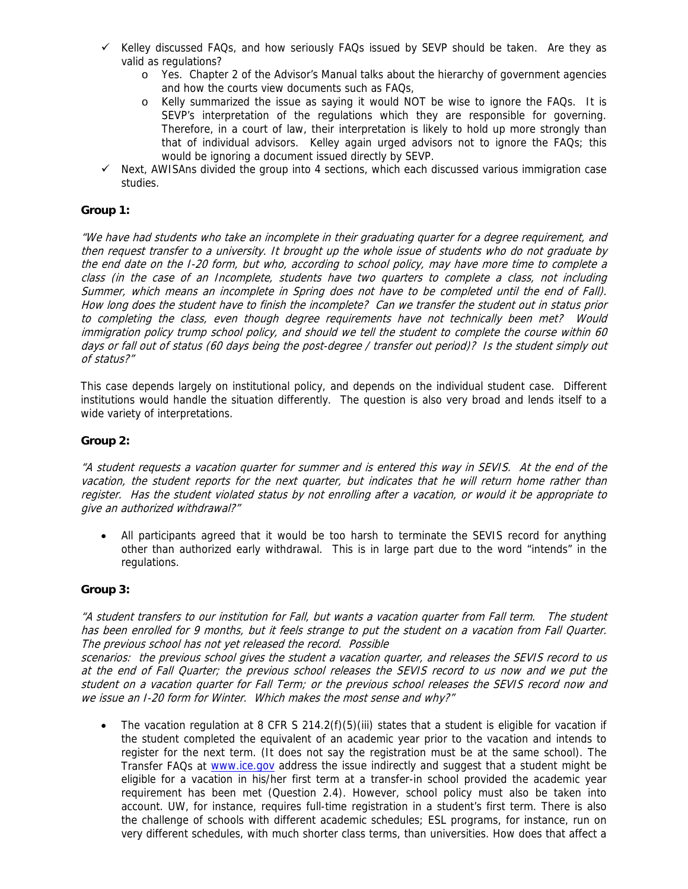- ✓ Kelley discussed FAQs, and how seriously FAQs issued by SEVP should be taken. Are they as valid as regulations?
  - Yes. Chapter 2 of the Advisor's Manual talks about the hierarchy of government agencies and how the courts view documents such as FAQs,
  - Kelly summarized the issue as saying it would NOT be wise to ignore the FAQs. It is SEVP's interpretation of the regulations which they are responsible for governing. Therefore, in a court of law, their interpretation is likely to hold up more strongly than that of individual advisors. Kelley again urged advisors not to ignore the FAQs; this would be ignoring a document issued directly by SEVP.
- ✓ Next, AWISAns divided the group into 4 sections, which each discussed various immigration case studies.

**Group 1:**

*"We have had students who take an incomplete in their graduating quarter for a degree requirement, and then request transfer to a university. It brought up the whole issue of students who do not graduate by the end date on the I-20 form, but who, according to school policy, may have more time to complete a class (in the case of an Incomplete, students have two quarters to complete a class, not including Summer, which means an incomplete in Spring does not have to be completed until the end of Fall). How long does the student have to finish the incomplete? Can we transfer the student out in status prior to completing the class, even though degree requirements have not technically been met? Would immigration policy trump school policy, and should we tell the student to complete the course within 60 days or fall out of status (60 days being the post-degree / transfer out period)? Is the student simply out of status?"*

This case depends largely on institutional policy, and depends on the individual student case. Different institutions would handle the situation differently. The question is also very broad and lends itself to a wide variety of interpretations.

**Group 2:**

*"A student requests a vacation quarter for summer and is entered this way in SEVIS. At the end of the vacation, the student reports for the next quarter, but indicates that he will return home rather than register. Has the student violated status by not enrolling after a vacation, or would it be appropriate to give an authorized withdrawal?"*

- All participants agreed that it would be too harsh to terminate the SEVIS record for anything other than authorized early withdrawal. This is in large part due to the word "intends" in the regulations.

**Group 3:**

*"A student transfers to our institution for Fall, but wants a vacation quarter from Fall term. The student has been enrolled for 9 months, but it feels strange to put the student on a vacation from Fall Quarter. The previous school has not yet released the record. Possible scenarios: the previous school gives the student a vacation quarter, and releases the SEVIS record to us at the end of Fall Quarter; the previous school releases the SEVIS record to us now and we put the student on a vacation quarter for Fall Term; or the previous school releases the SEVIS record now and we issue an I-20 form for Winter. Which makes the most sense and why?"*

- The vacation regulation at 8 CFR S 214.2(f)(5)(iii) states that a student is eligible for vacation if the student completed the equivalent of an academic year prior to the vacation and intends to register for the next term. (It does not say the registration must be at the same school). The Transfer FAQs at www.ice.gov address the issue indirectly and suggest that a student might be eligible for a vacation in his/her first term at a transfer-in school provided the academic year requirement has been met (Question 2.4). However, school policy must also be taken into account. UW, for instance, requires full-time registration in a student's first term. There is also the challenge of schools with different academic schedules; ESL programs, for instance, run on very different schedules, with much shorter class terms, than universities. How does that affect a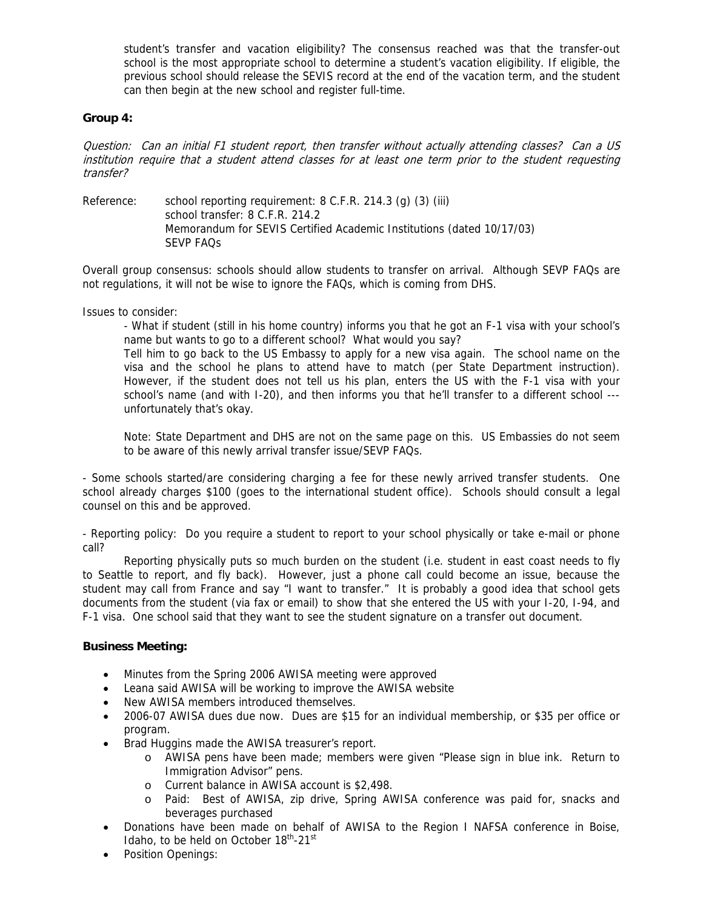student's transfer and vacation eligibility? The consensus reached was that the transfer-out school is the most appropriate school to determine a student's vacation eligibility. If eligible, the previous school should release the SEVIS record at the end of the vacation term, and the student can then begin at the new school and register full-time.

**Group 4:**

*Question: Can an initial F1 student report, then transfer without actually attending classes? Can a US institution require that a student attend classes for at least one term prior to the student requesting transfer?*

Reference: school reporting requirement: 8 C.F.R. 214.3 (g) (3) (iii)
school transfer: 8 C.F.R. 214.2
Memorandum for SEVIS Certified Academic Institutions (dated 10/17/03)
SEVP FAQs

Overall group consensus: schools should allow students to transfer on arrival. Although SEVP FAQs are not regulations, it will not be wise to ignore the FAQs, which is coming from DHS.

Issues to consider:

- What if student (still in his home country) informs you that he got an F-1 visa with your school's name but wants to go to a different school? What would you say?
Tell him to go back to the US Embassy to apply for a new visa again. The school name on the visa and the school he plans to attend have to match (per State Department instruction). However, if the student does not tell us his plan, enters the US with the F-1 visa with your school's name (and with I-20), and then informs you that he'll transfer to a different school --- unfortunately that's okay.

  Note: State Department and DHS are not on the same page on this. US Embassies do not seem to be aware of this newly arrival transfer issue/SEVP FAQs.

- Some schools started/are considering charging a fee for these newly arrived transfer students. One school already charges $100 (goes to the international student office). Schools should consult a legal counsel on this and be approved.

- Reporting policy: Do you require a student to report to your school physically or take e-mail or phone call?
Reporting physically puts so much burden on the student (i.e. student in east coast needs to fly to Seattle to report, and fly back). However, just a phone call could become an issue, because the student may call from France and say "I want to transfer." It is probably a good idea that school gets documents from the student (via fax or email) to show that she entered the US with your I-20, I-94, and F-1 visa. One school said that they want to see the student signature on a transfer out document.

**Business Meeting:**

- Minutes from the Spring 2006 AWISA meeting were approved
- Leana said AWISA will be working to improve the AWISA website
- New AWISA members introduced themselves.
- 2006-07 AWISA dues due now. Dues are $15 for an individual membership, or $35 per office or program.
- Brad Huggins made the AWISA treasurer's report.
  - AWISA pens have been made; members were given "Please sign in blue ink. Return to Immigration Advisor" pens.
  - Current balance in AWISA account is $2,498.
  - Paid: Best of AWISA, zip drive, Spring AWISA conference was paid for, snacks and beverages purchased
- Donations have been made on behalf of AWISA to the Region I NAFSA conference in Boise, Idaho, to be held on October 18th-21st
- Position Openings: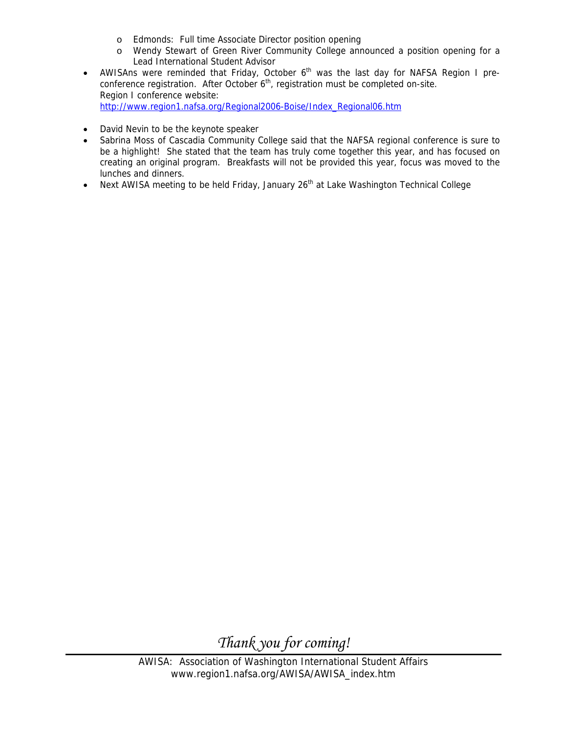- Edmonds: Full time Associate Director position opening
  - Wendy Stewart of Green River Community College announced a position opening for a Lead International Student Advisor
- AWISAns were reminded that Friday, October 6th was the last day for NAFSA Region I pre-conference registration. After October 6th, registration must be completed on-site.
  Region I conference website:
  http://www.region1.nafsa.org/Regional2006-Boise/Index_Regional06.htm

- David Nevin to be the keynote speaker
- Sabrina Moss of Cascadia Community College said that the NAFSA regional conference is sure to be a highlight! She stated that the team has truly come together this year, and has focused on creating an original program. Breakfasts will not be provided this year, focus was moved to the lunches and dinners.
- Next AWISA meeting to be held Friday, January 26th at Lake Washington Technical College

*Thank you for coming!*

AWISA: Association of Washington International Student Affairs
www.region1.nafsa.org/AWISA/AWISA_index.htm